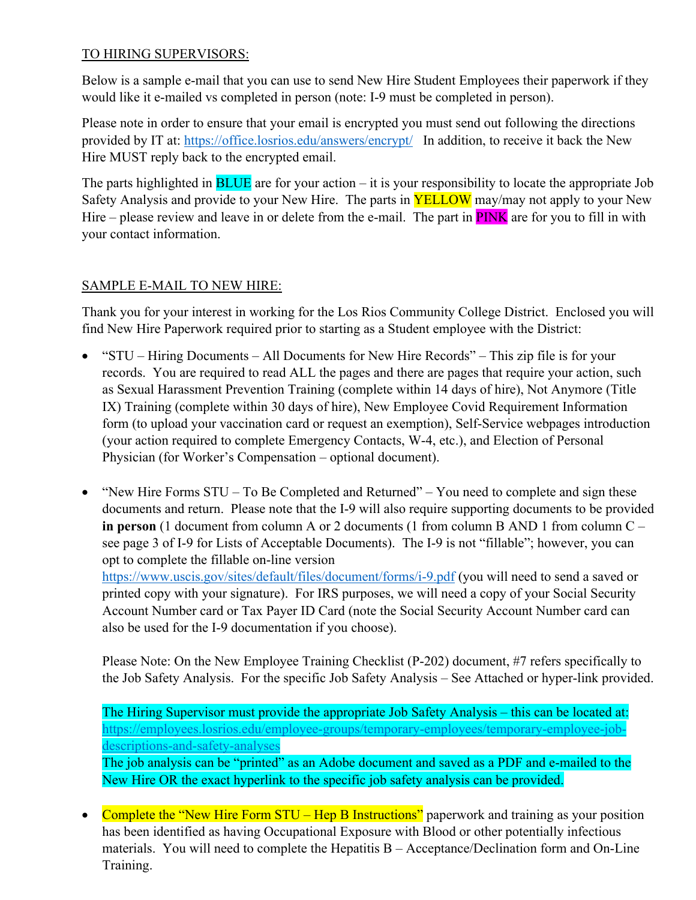TO HIRING SUPERVISORS:

Below is a sample e-mail that you can use to send New Hire Student Employees their paperwork if they would like it e-mailed vs completed in person (note: I-9 must be completed in person).

Please note in order to ensure that your email is encrypted you must send out following the directions provided by IT at: https://office.losrios.edu/answers/encrypt/ In addition, to receive it back the New Hire MUST reply back to the encrypted email.

The parts highlighted in BLUE are for your action – it is your responsibility to locate the appropriate Job Safety Analysis and provide to your New Hire. The parts in YELLOW may/may not apply to your New Hire – please review and leave in or delete from the e-mail. The part in PINK are for you to fill in with your contact information.

SAMPLE E-MAIL TO NEW HIRE:

Thank you for your interest in working for the Los Rios Community College District. Enclosed you will find New Hire Paperwork required prior to starting as a Student employee with the District:

- "STU – Hiring Documents – All Documents for New Hire Records" – This zip file is for your records. You are required to read ALL the pages and there are pages that require your action, such as Sexual Harassment Prevention Training (complete within 14 days of hire), Not Anymore (Title IX) Training (complete within 30 days of hire), New Employee Covid Requirement Information form (to upload your vaccination card or request an exemption), Self-Service webpages introduction (your action required to complete Emergency Contacts, W-4, etc.), and Election of Personal Physician (for Worker's Compensation – optional document).

- "New Hire Forms STU – To Be Completed and Returned" – You need to complete and sign these documents and return. Please note that the I-9 will also require supporting documents to be provided **in person** (1 document from column A or 2 documents (1 from column B AND 1 from column C – see page 3 of I-9 for Lists of Acceptable Documents). The I-9 is not "fillable"; however, you can opt to complete the fillable on-line version https://www.uscis.gov/sites/default/files/document/forms/i-9.pdf (you will need to send a saved or printed copy with your signature). For IRS purposes, we will need a copy of your Social Security Account Number card or Tax Payer ID Card (note the Social Security Account Number card can also be used for the I-9 documentation if you choose).

  Please Note: On the New Employee Training Checklist (P-202) document, #7 refers specifically to the Job Safety Analysis. For the specific Job Safety Analysis – See Attached or hyper-link provided.

  The Hiring Supervisor must provide the appropriate Job Safety Analysis – this can be located at: https://employees.losrios.edu/employee-groups/temporary-employees/temporary-employee-job-descriptions-and-safety-analyses
  The job analysis can be "printed" as an Adobe document and saved as a PDF and e-mailed to the New Hire OR the exact hyperlink to the specific job safety analysis can be provided.

- Complete the "New Hire Form STU – Hep B Instructions" paperwork and training as your position has been identified as having Occupational Exposure with Blood or other potentially infectious materials. You will need to complete the Hepatitis B – Acceptance/Declination form and On-Line Training.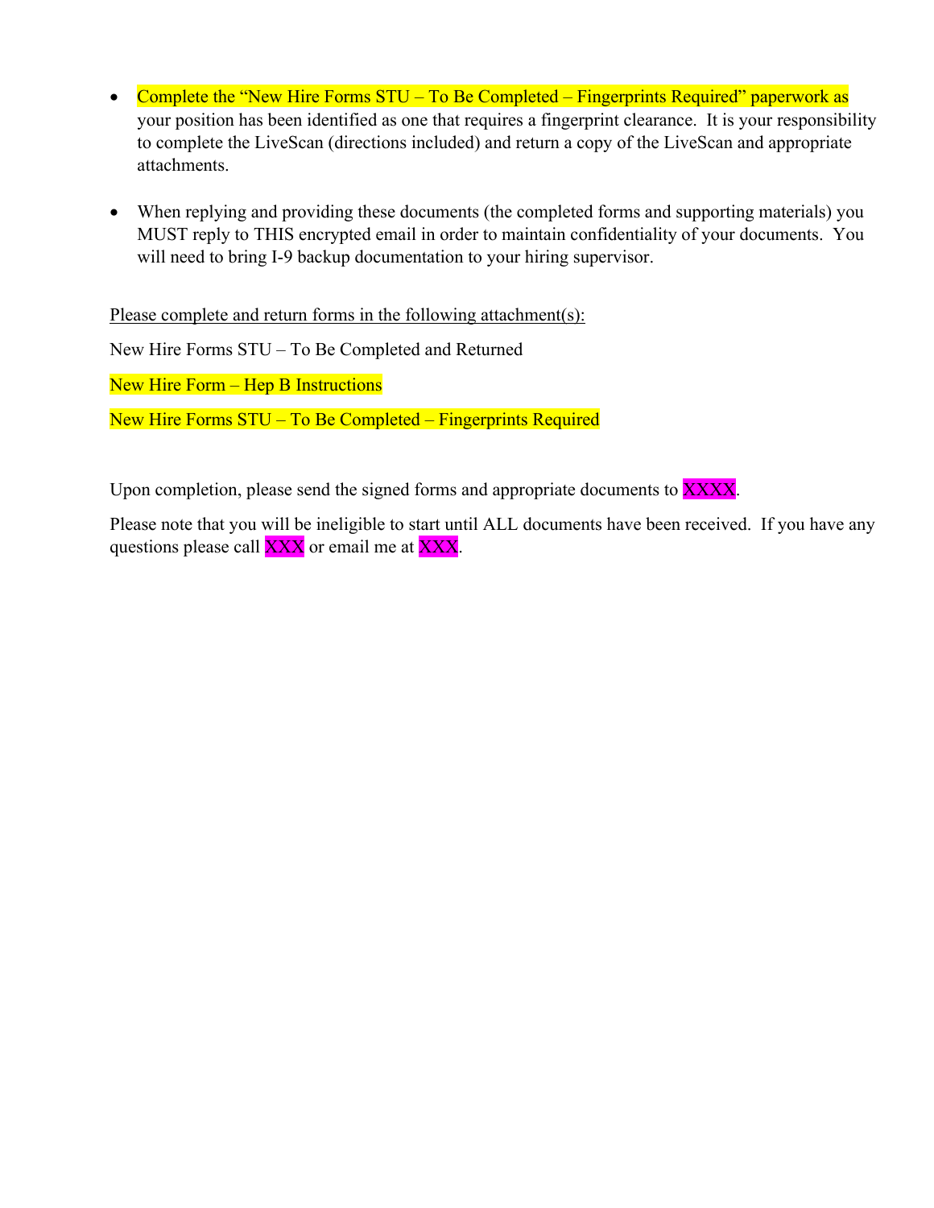- Complete the "New Hire Forms STU – To Be Completed – Fingerprints Required" paperwork as your position has been identified as one that requires a fingerprint clearance. It is your responsibility to complete the LiveScan (directions included) and return a copy of the LiveScan and appropriate attachments.

- When replying and providing these documents (the completed forms and supporting materials) you MUST reply to THIS encrypted email in order to maintain confidentiality of your documents. You will need to bring I-9 backup documentation to your hiring supervisor.

<u>Please complete and return forms in the following attachment(s):</u>

New Hire Forms STU – To Be Completed and Returned

New Hire Form – Hep B Instructions

New Hire Forms STU – To Be Completed – Fingerprints Required

Upon completion, please send the signed forms and appropriate documents to XXXX.

Please note that you will be ineligible to start until ALL documents have been received. If you have any questions please call XXX or email me at XXX.